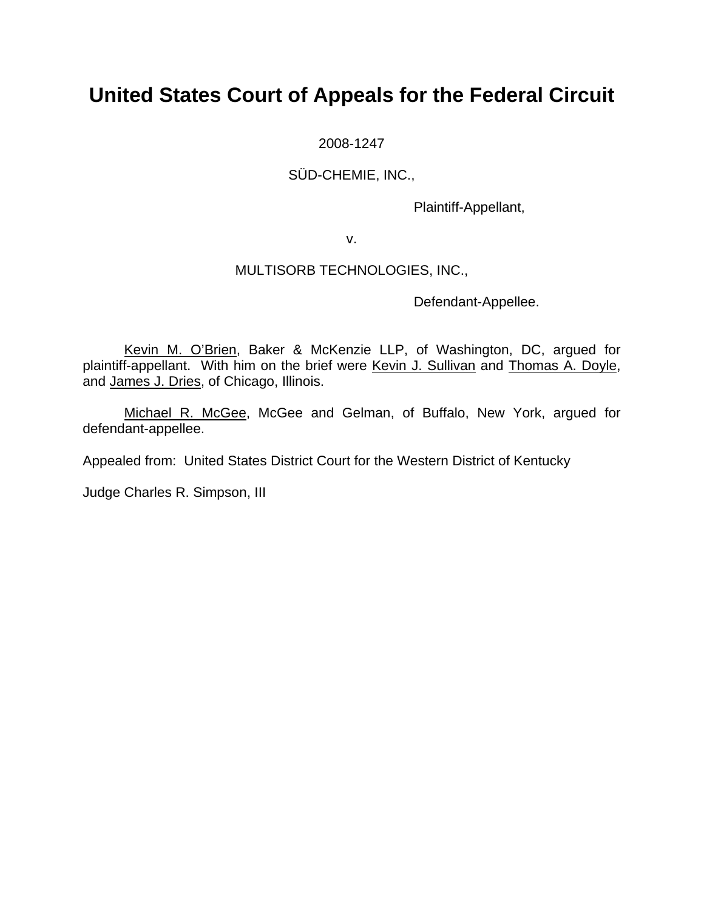# United States Court of Appeals for the Federal Circuit

2008-1247

SÜD-CHEMIE, INC.,

Plaintiff-Appellant,

v.

MULTISORB TECHNOLOGIES, INC.,

Defendant-Appellee.

Kevin M. O'Brien, Baker & McKenzie LLP, of Washington, DC, argued for plaintiff-appellant. With him on the brief were Kevin J. Sullivan and Thomas A. Doyle, and James J. Dries, of Chicago, Illinois.

Michael R. McGee, McGee and Gelman, of Buffalo, New York, argued for defendant-appellee.

Appealed from: United States District Court for the Western District of Kentucky

Judge Charles R. Simpson, III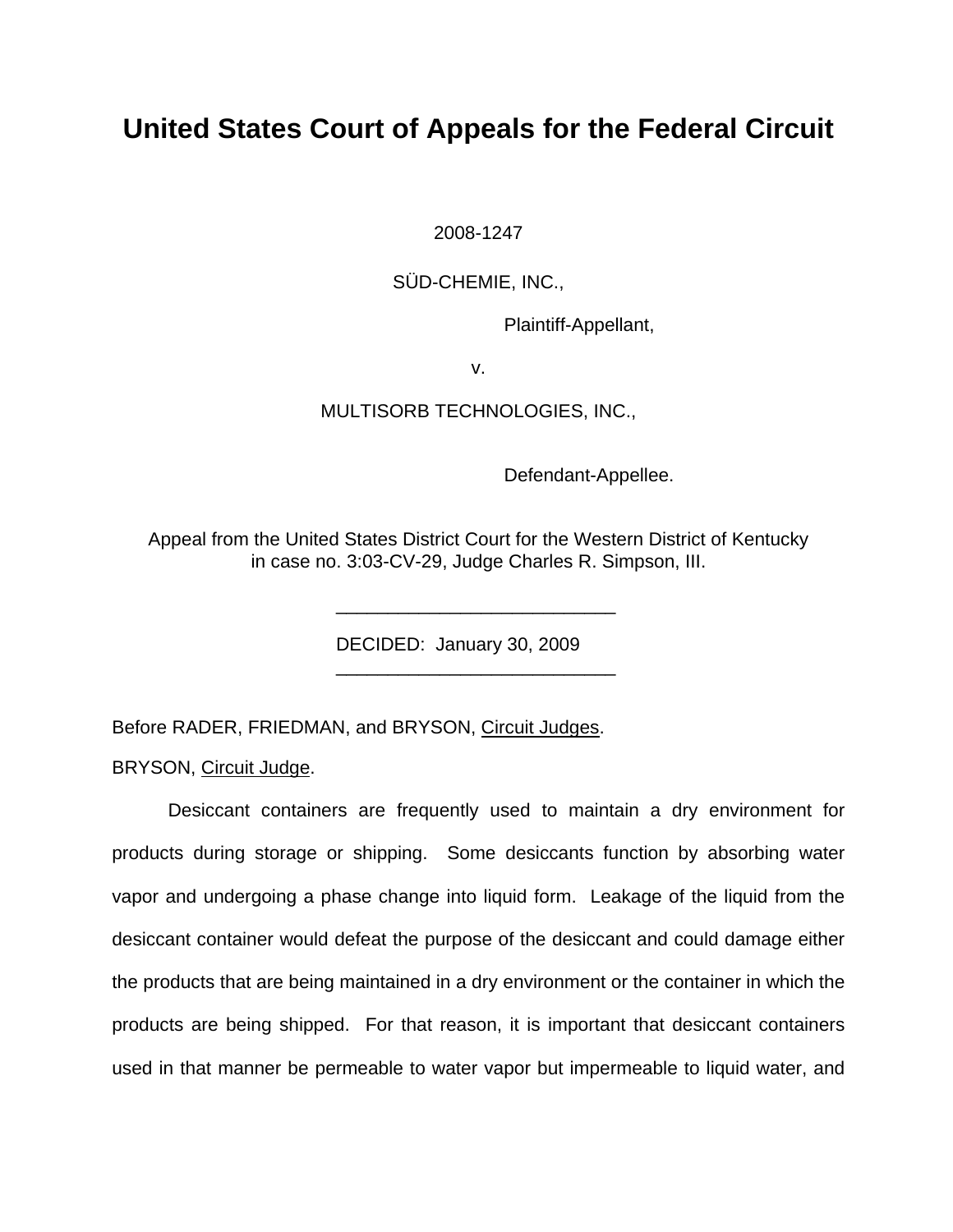# United States Court of Appeals for the Federal Circuit

2008-1247

SÜD-CHEMIE, INC.,

Plaintiff-Appellant,

v.

MULTISORB TECHNOLOGIES, INC.,

Defendant-Appellee.

Appeal from the United States District Court for the Western District of Kentucky in case no. 3:03-CV-29, Judge Charles R. Simpson, III.

---

DECIDED: January 30, 2009

---

Before RADER, FRIEDMAN, and BRYSON, Circuit Judges.

BRYSON, Circuit Judge.

Desiccant containers are frequently used to maintain a dry environment for products during storage or shipping. Some desiccants function by absorbing water vapor and undergoing a phase change into liquid form. Leakage of the liquid from the desiccant container would defeat the purpose of the desiccant and could damage either the products that are being maintained in a dry environment or the container in which the products are being shipped. For that reason, it is important that desiccant containers used in that manner be permeable to water vapor but impermeable to liquid water, and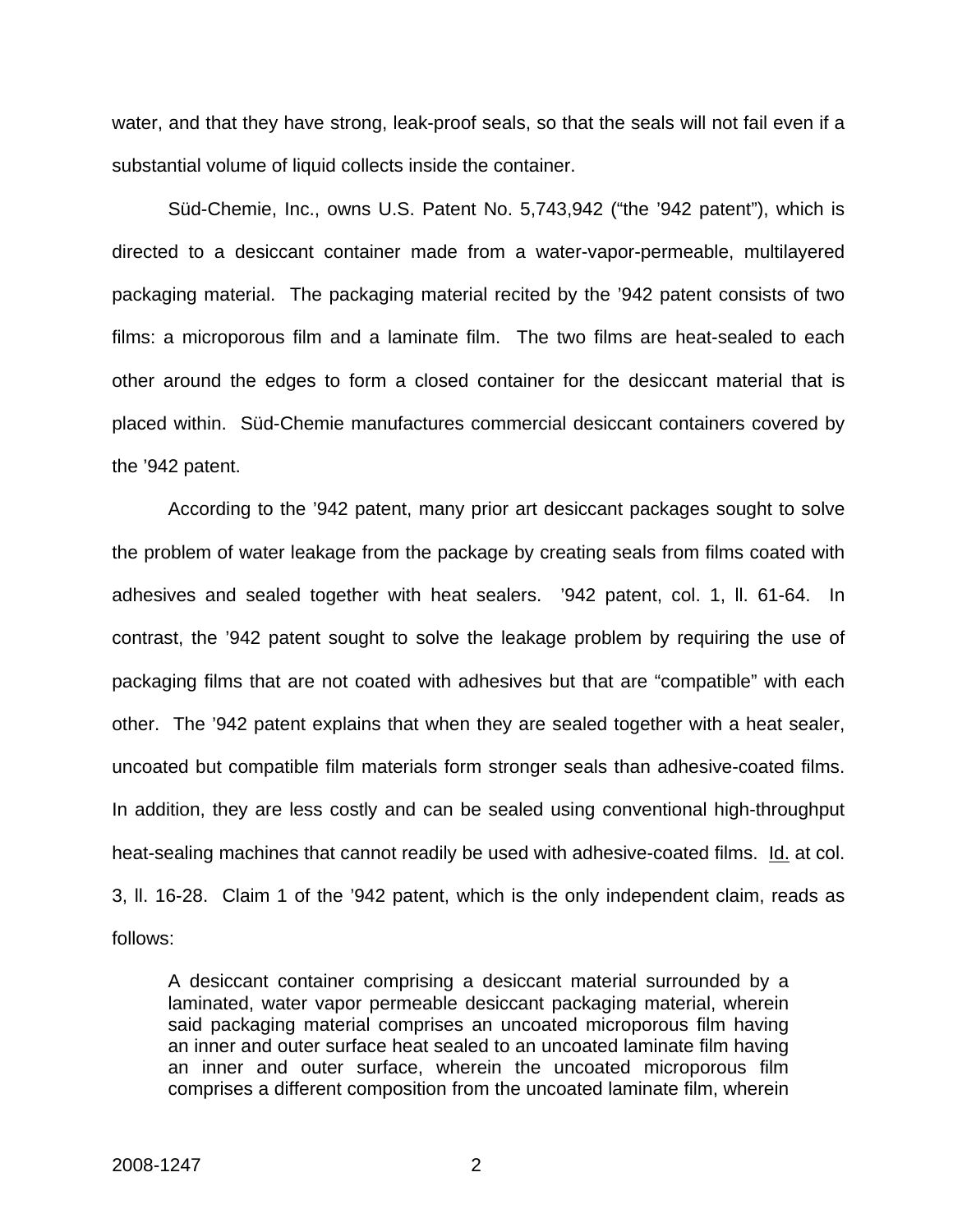water, and that they have strong, leak-proof seals, so that the seals will not fail even if a substantial volume of liquid collects inside the container.

Süd-Chemie, Inc., owns U.S. Patent No. 5,743,942 ("the '942 patent"), which is directed to a desiccant container made from a water-vapor-permeable, multilayered packaging material. The packaging material recited by the '942 patent consists of two films: a microporous film and a laminate film. The two films are heat-sealed to each other around the edges to form a closed container for the desiccant material that is placed within. Süd-Chemie manufactures commercial desiccant containers covered by the '942 patent.

According to the '942 patent, many prior art desiccant packages sought to solve the problem of water leakage from the package by creating seals from films coated with adhesives and sealed together with heat sealers. '942 patent, col. 1, ll. 61-64. In contrast, the '942 patent sought to solve the leakage problem by requiring the use of packaging films that are not coated with adhesives but that are "compatible" with each other. The '942 patent explains that when they are sealed together with a heat sealer, uncoated but compatible film materials form stronger seals than adhesive-coated films. In addition, they are less costly and can be sealed using conventional high-throughput heat-sealing machines that cannot readily be used with adhesive-coated films. Id. at col. 3, ll. 16-28. Claim 1 of the '942 patent, which is the only independent claim, reads as follows:

> A desiccant container comprising a desiccant material surrounded by a laminated, water vapor permeable desiccant packaging material, wherein said packaging material comprises an uncoated microporous film having an inner and outer surface heat sealed to an uncoated laminate film having an inner and outer surface, wherein the uncoated microporous film comprises a different composition from the uncoated laminate film, wherein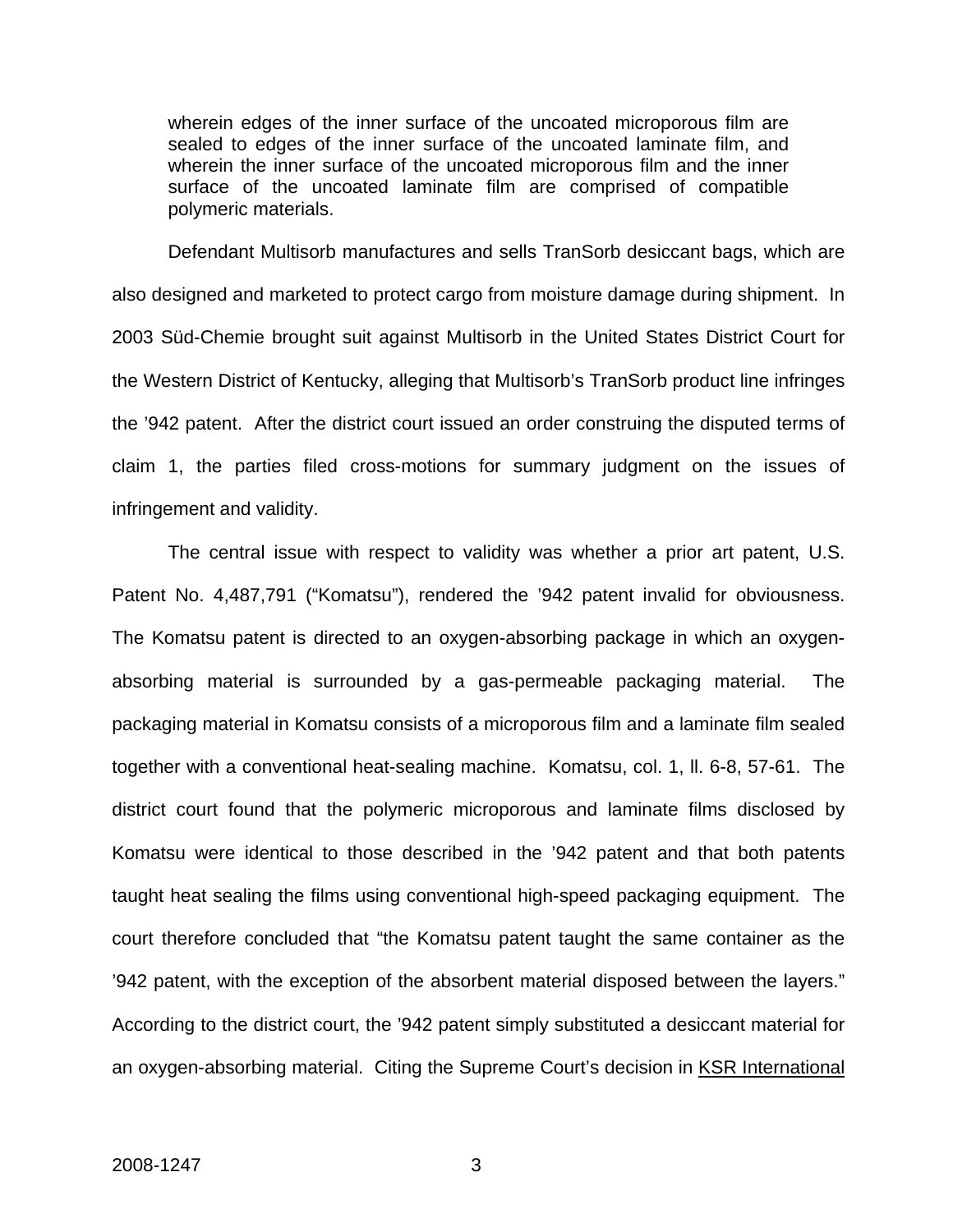> wherein edges of the inner surface of the uncoated microporous film are sealed to edges of the inner surface of the uncoated laminate film, and wherein the inner surface of the uncoated microporous film and the inner surface of the uncoated laminate film are comprised of compatible polymeric materials.

Defendant Multisorb manufactures and sells TranSorb desiccant bags, which are also designed and marketed to protect cargo from moisture damage during shipment. In 2003 Süd-Chemie brought suit against Multisorb in the United States District Court for the Western District of Kentucky, alleging that Multisorb's TranSorb product line infringes the '942 patent. After the district court issued an order construing the disputed terms of claim 1, the parties filed cross-motions for summary judgment on the issues of infringement and validity.

The central issue with respect to validity was whether a prior art patent, U.S. Patent No. 4,487,791 ("Komatsu"), rendered the '942 patent invalid for obviousness. The Komatsu patent is directed to an oxygen-absorbing package in which an oxygen-absorbing material is surrounded by a gas-permeable packaging material. The packaging material in Komatsu consists of a microporous film and a laminate film sealed together with a conventional heat-sealing machine. Komatsu, col. 1, ll. 6-8, 57-61. The district court found that the polymeric microporous and laminate films disclosed by Komatsu were identical to those described in the '942 patent and that both patents taught heat sealing the films using conventional high-speed packaging equipment. The court therefore concluded that "the Komatsu patent taught the same container as the '942 patent, with the exception of the absorbent material disposed between the layers." According to the district court, the '942 patent simply substituted a desiccant material for an oxygen-absorbing material. Citing the Supreme Court's decision in <u>KSR International</u>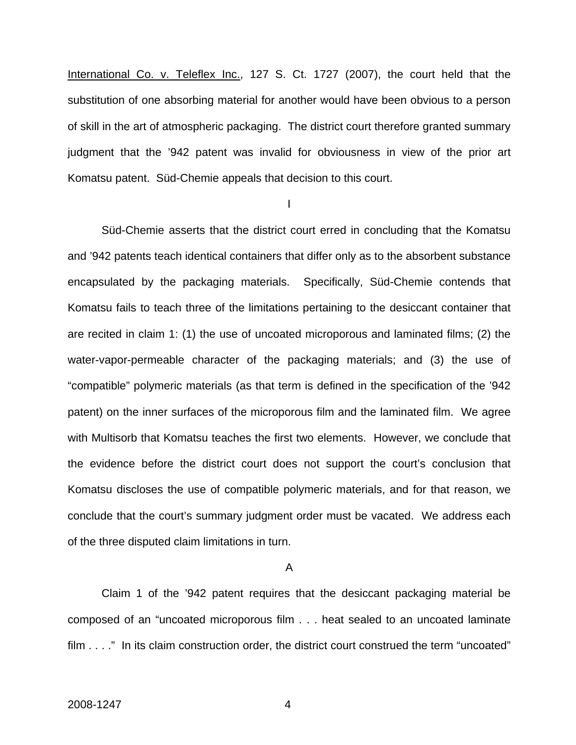International Co. v. Teleflex Inc., 127 S. Ct. 1727 (2007), the court held that the substitution of one absorbing material for another would have been obvious to a person of skill in the art of atmospheric packaging. The district court therefore granted summary judgment that the '942 patent was invalid for obviousness in view of the prior art Komatsu patent. Süd-Chemie appeals that decision to this court.

I

Süd-Chemie asserts that the district court erred in concluding that the Komatsu and '942 patents teach identical containers that differ only as to the absorbent substance encapsulated by the packaging materials. Specifically, Süd-Chemie contends that Komatsu fails to teach three of the limitations pertaining to the desiccant container that are recited in claim 1: (1) the use of uncoated microporous and laminated films; (2) the water-vapor-permeable character of the packaging materials; and (3) the use of "compatible" polymeric materials (as that term is defined in the specification of the '942 patent) on the inner surfaces of the microporous film and the laminated film. We agree with Multisorb that Komatsu teaches the first two elements. However, we conclude that the evidence before the district court does not support the court's conclusion that Komatsu discloses the use of compatible polymeric materials, and for that reason, we conclude that the court's summary judgment order must be vacated. We address each of the three disputed claim limitations in turn.

A

Claim 1 of the '942 patent requires that the desiccant packaging material be composed of an "uncoated microporous film . . . heat sealed to an uncoated laminate film . . . ." In its claim construction order, the district court construed the term "uncoated"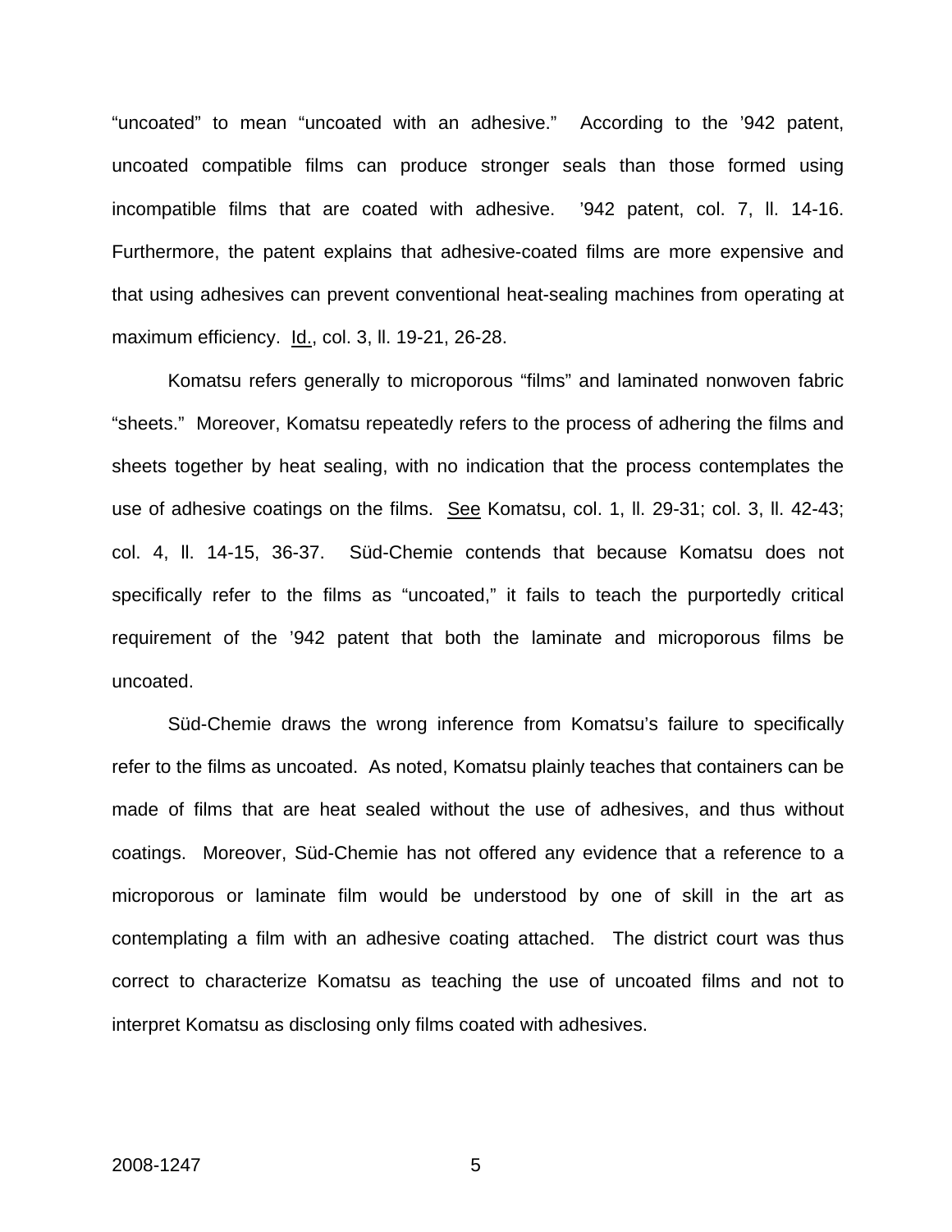"uncoated" to mean "uncoated with an adhesive." According to the '942 patent, uncoated compatible films can produce stronger seals than those formed using incompatible films that are coated with adhesive. '942 patent, col. 7, ll. 14-16. Furthermore, the patent explains that adhesive-coated films are more expensive and that using adhesives can prevent conventional heat-sealing machines from operating at maximum efficiency. Id., col. 3, ll. 19-21, 26-28.

Komatsu refers generally to microporous "films" and laminated nonwoven fabric "sheets." Moreover, Komatsu repeatedly refers to the process of adhering the films and sheets together by heat sealing, with no indication that the process contemplates the use of adhesive coatings on the films. See Komatsu, col. 1, ll. 29-31; col. 3, ll. 42-43; col. 4, ll. 14-15, 36-37. Süd-Chemie contends that because Komatsu does not specifically refer to the films as "uncoated," it fails to teach the purportedly critical requirement of the '942 patent that both the laminate and microporous films be uncoated.

Süd-Chemie draws the wrong inference from Komatsu's failure to specifically refer to the films as uncoated. As noted, Komatsu plainly teaches that containers can be made of films that are heat sealed without the use of adhesives, and thus without coatings. Moreover, Süd-Chemie has not offered any evidence that a reference to a microporous or laminate film would be understood by one of skill in the art as contemplating a film with an adhesive coating attached. The district court was thus correct to characterize Komatsu as teaching the use of uncoated films and not to interpret Komatsu as disclosing only films coated with adhesives.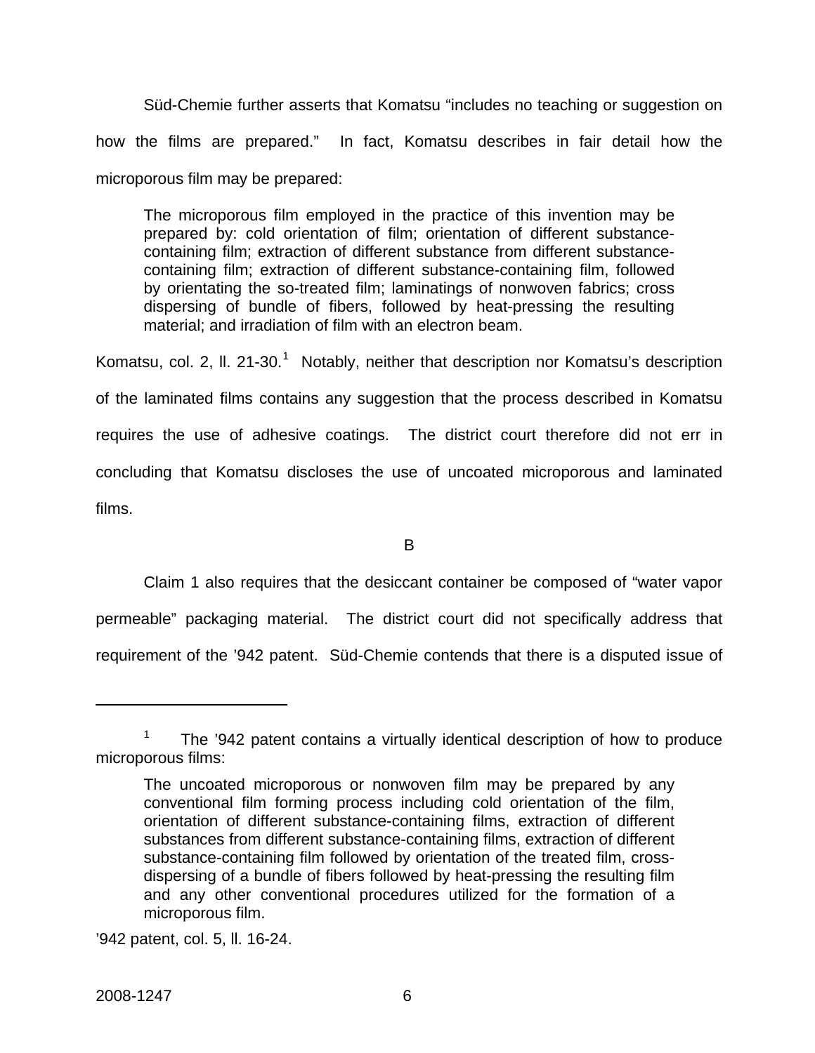Süd-Chemie further asserts that Komatsu "includes no teaching or suggestion on how the films are prepared." In fact, Komatsu describes in fair detail how the microporous film may be prepared:

> The microporous film employed in the practice of this invention may be prepared by: cold orientation of film; orientation of different substance-containing film; extraction of different substance from different substance-containing film; extraction of different substance-containing film, followed by orientating the so-treated film; laminatings of nonwoven fabrics; cross dispersing of bundle of fibers, followed by heat-pressing the resulting material; and irradiation of film with an electron beam.

Komatsu, col. 2, ll. 21-30.[1] Notably, neither that description nor Komatsu's description of the laminated films contains any suggestion that the process described in Komatsu requires the use of adhesive coatings. The district court therefore did not err in concluding that Komatsu discloses the use of uncoated microporous and laminated films.

B

Claim 1 also requires that the desiccant container be composed of "water vapor permeable" packaging material. The district court did not specifically address that requirement of the '942 patent. Süd-Chemie contends that there is a disputed issue of

---

[1] The '942 patent contains a virtually identical description of how to produce microporous films:

> The uncoated microporous or nonwoven film may be prepared by any conventional film forming process including cold orientation of the film, orientation of different substance-containing films, extraction of different substances from different substance-containing films, extraction of different substance-containing film followed by orientation of the treated film, cross-dispersing of a bundle of fibers followed by heat-pressing the resulting film and any other conventional procedures utilized for the formation of a microporous film.

'942 patent, col. 5, ll. 16-24.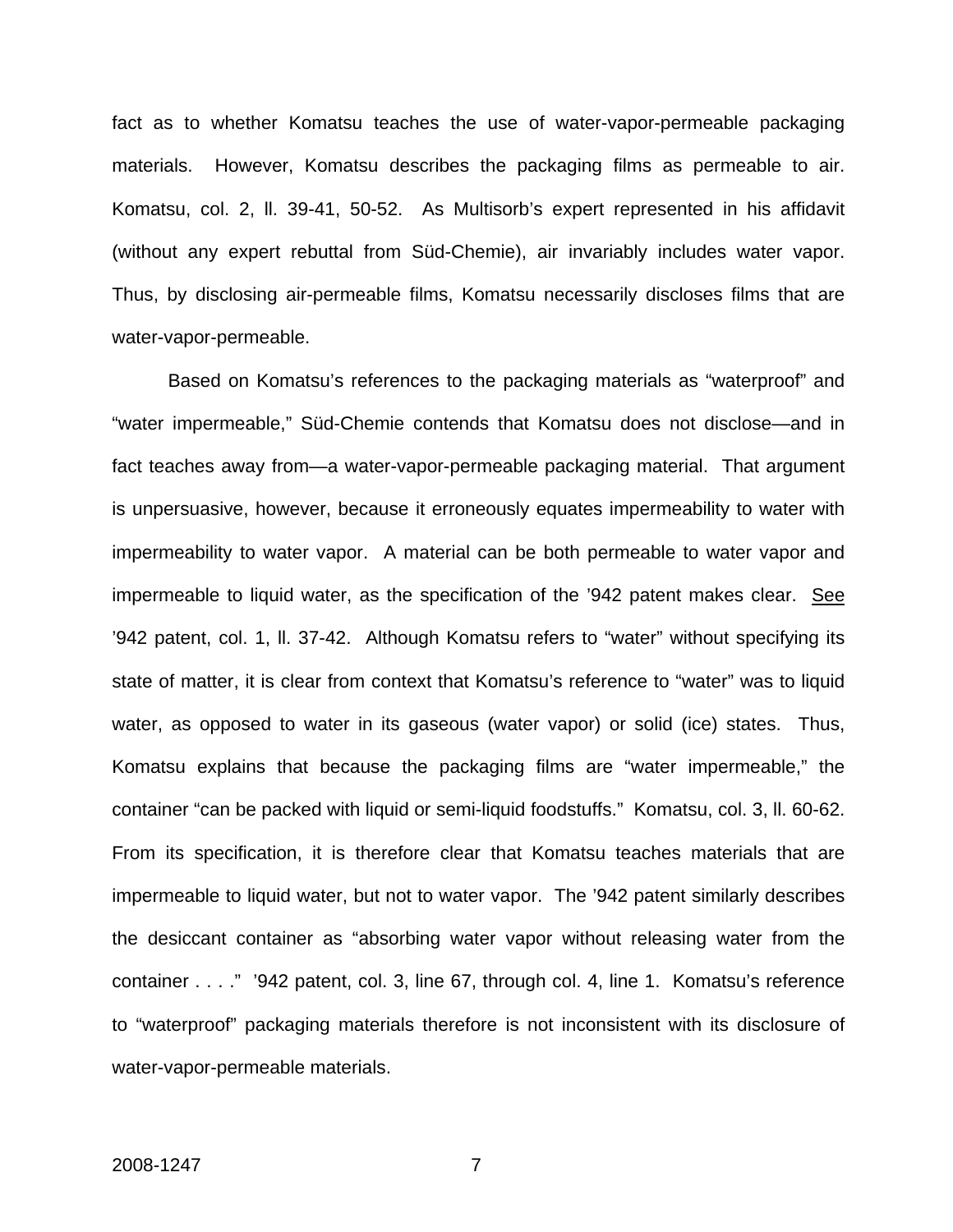fact as to whether Komatsu teaches the use of water-vapor-permeable packaging materials. However, Komatsu describes the packaging films as permeable to air. Komatsu, col. 2, ll. 39-41, 50-52. As Multisorb's expert represented in his affidavit (without any expert rebuttal from Süd-Chemie), air invariably includes water vapor. Thus, by disclosing air-permeable films, Komatsu necessarily discloses films that are water-vapor-permeable.

Based on Komatsu's references to the packaging materials as "waterproof" and "water impermeable," Süd-Chemie contends that Komatsu does not disclose—and in fact teaches away from—a water-vapor-permeable packaging material. That argument is unpersuasive, however, because it erroneously equates impermeability to water with impermeability to water vapor. A material can be both permeable to water vapor and impermeable to liquid water, as the specification of the '942 patent makes clear. See '942 patent, col. 1, ll. 37-42. Although Komatsu refers to "water" without specifying its state of matter, it is clear from context that Komatsu's reference to "water" was to liquid water, as opposed to water in its gaseous (water vapor) or solid (ice) states. Thus, Komatsu explains that because the packaging films are "water impermeable," the container "can be packed with liquid or semi-liquid foodstuffs." Komatsu, col. 3, ll. 60-62. From its specification, it is therefore clear that Komatsu teaches materials that are impermeable to liquid water, but not to water vapor. The '942 patent similarly describes the desiccant container as "absorbing water vapor without releasing water from the container . . . ." '942 patent, col. 3, line 67, through col. 4, line 1. Komatsu's reference to "waterproof" packaging materials therefore is not inconsistent with its disclosure of water-vapor-permeable materials.

2008-1247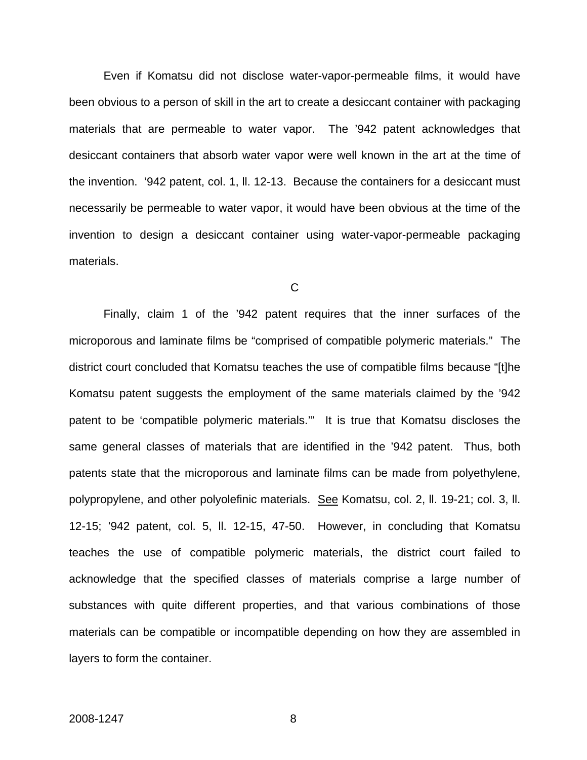Even if Komatsu did not disclose water-vapor-permeable films, it would have been obvious to a person of skill in the art to create a desiccant container with packaging materials that are permeable to water vapor. The ’942 patent acknowledges that desiccant containers that absorb water vapor were well known in the art at the time of the invention. ’942 patent, col. 1, ll. 12-13. Because the containers for a desiccant must necessarily be permeable to water vapor, it would have been obvious at the time of the invention to design a desiccant container using water-vapor-permeable packaging materials.

C

Finally, claim 1 of the ’942 patent requires that the inner surfaces of the microporous and laminate films be “comprised of compatible polymeric materials.” The district court concluded that Komatsu teaches the use of compatible films because “[t]he Komatsu patent suggests the employment of the same materials claimed by the ’942 patent to be ‘compatible polymeric materials.’” It is true that Komatsu discloses the same general classes of materials that are identified in the ’942 patent. Thus, both patents state that the microporous and laminate films can be made from polyethylene, polypropylene, and other polyolefinic materials. See Komatsu, col. 2, ll. 19-21; col. 3, ll. 12-15; ’942 patent, col. 5, ll. 12-15, 47-50. However, in concluding that Komatsu teaches the use of compatible polymeric materials, the district court failed to acknowledge that the specified classes of materials comprise a large number of substances with quite different properties, and that various combinations of those materials can be compatible or incompatible depending on how they are assembled in layers to form the container.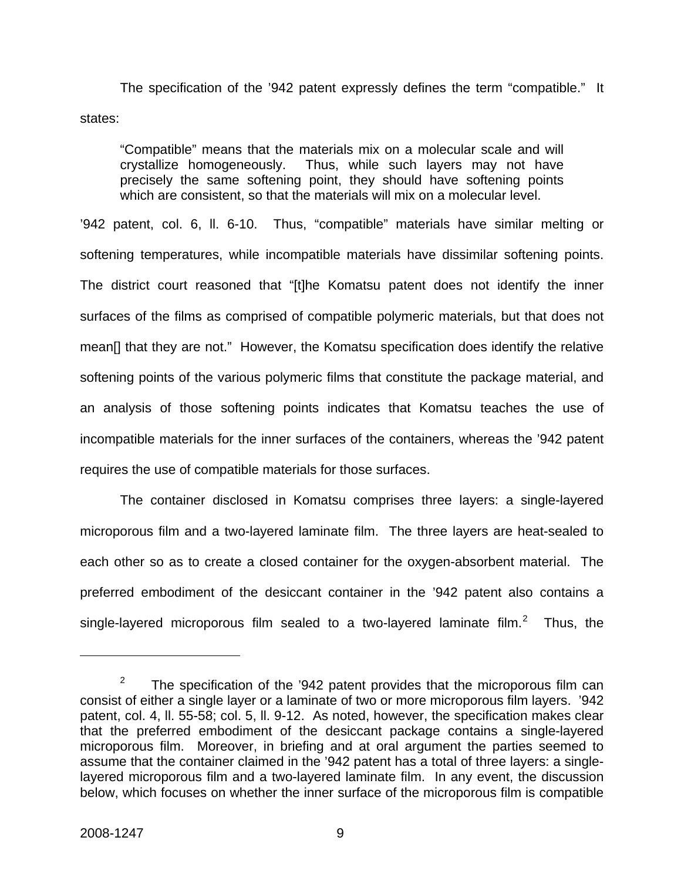The specification of the '942 patent expressly defines the term "compatible." It states:

> "Compatible" means that the materials mix on a molecular scale and will crystallize homogeneously. Thus, while such layers may not have precisely the same softening point, they should have softening points which are consistent, so that the materials will mix on a molecular level.

'942 patent, col. 6, ll. 6-10. Thus, "compatible" materials have similar melting or softening temperatures, while incompatible materials have dissimilar softening points. The district court reasoned that "[t]he Komatsu patent does not identify the inner surfaces of the films as comprised of compatible polymeric materials, but that does not mean[] that they are not." However, the Komatsu specification does identify the relative softening points of the various polymeric films that constitute the package material, and an analysis of those softening points indicates that Komatsu teaches the use of incompatible materials for the inner surfaces of the containers, whereas the '942 patent requires the use of compatible materials for those surfaces.

The container disclosed in Komatsu comprises three layers: a single-layered microporous film and a two-layered laminate film. The three layers are heat-sealed to each other so as to create a closed container for the oxygen-absorbent material. The preferred embodiment of the desiccant container in the '942 patent also contains a single-layered microporous film sealed to a two-layered laminate film.[2] Thus, the

[2] The specification of the '942 patent provides that the microporous film can consist of either a single layer or a laminate of two or more microporous film layers. '942 patent, col. 4, ll. 55-58; col. 5, ll. 9-12. As noted, however, the specification makes clear that the preferred embodiment of the desiccant package contains a single-layered microporous film. Moreover, in briefing and at oral argument the parties seemed to assume that the container claimed in the '942 patent has a total of three layers: a single-layered microporous film and a two-layered laminate film. In any event, the discussion below, which focuses on whether the inner surface of the microporous film is compatible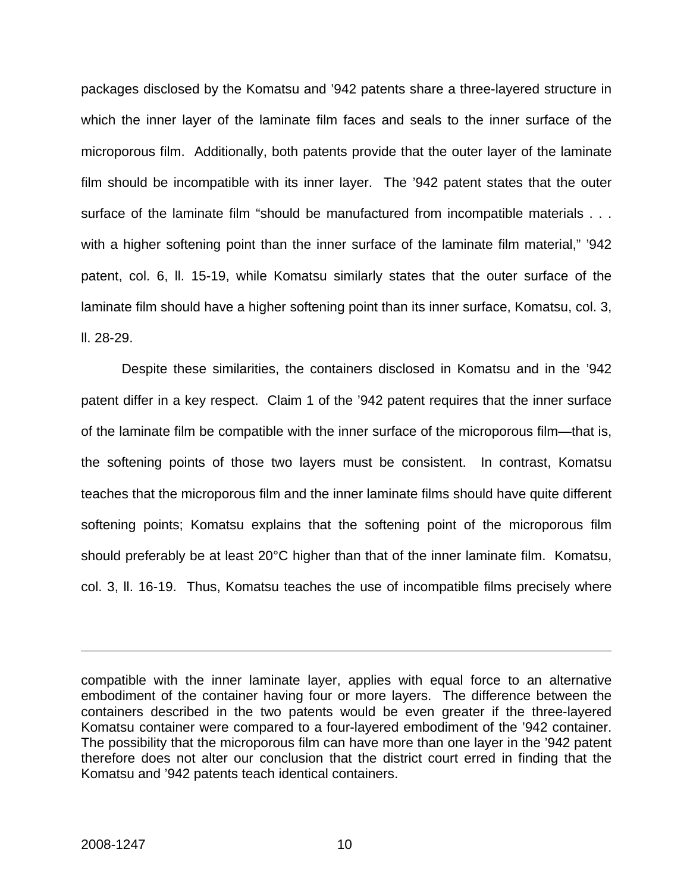packages disclosed by the Komatsu and ’942 patents share a three-layered structure in which the inner layer of the laminate film faces and seals to the inner surface of the microporous film. Additionally, both patents provide that the outer layer of the laminate film should be incompatible with its inner layer. The ’942 patent states that the outer surface of the laminate film “should be manufactured from incompatible materials . . . with a higher softening point than the inner surface of the laminate film material,” ’942 patent, col. 6, ll. 15-19, while Komatsu similarly states that the outer surface of the laminate film should have a higher softening point than its inner surface, Komatsu, col. 3, ll. 28-29.

Despite these similarities, the containers disclosed in Komatsu and in the ’942 patent differ in a key respect. Claim 1 of the ’942 patent requires that the inner surface of the laminate film be compatible with the inner surface of the microporous film—that is, the softening points of those two layers must be consistent. In contrast, Komatsu teaches that the microporous film and the inner laminate films should have quite different softening points; Komatsu explains that the softening point of the microporous film should preferably be at least 20°C higher than that of the inner laminate film. Komatsu, col. 3, ll. 16-19. Thus, Komatsu teaches the use of incompatible films precisely where

---

compatible with the inner laminate layer, applies with equal force to an alternative embodiment of the container having four or more layers. The difference between the containers described in the two patents would be even greater if the three-layered Komatsu container were compared to a four-layered embodiment of the ’942 container. The possibility that the microporous film can have more than one layer in the ’942 patent therefore does not alter our conclusion that the district court erred in finding that the Komatsu and ’942 patents teach identical containers.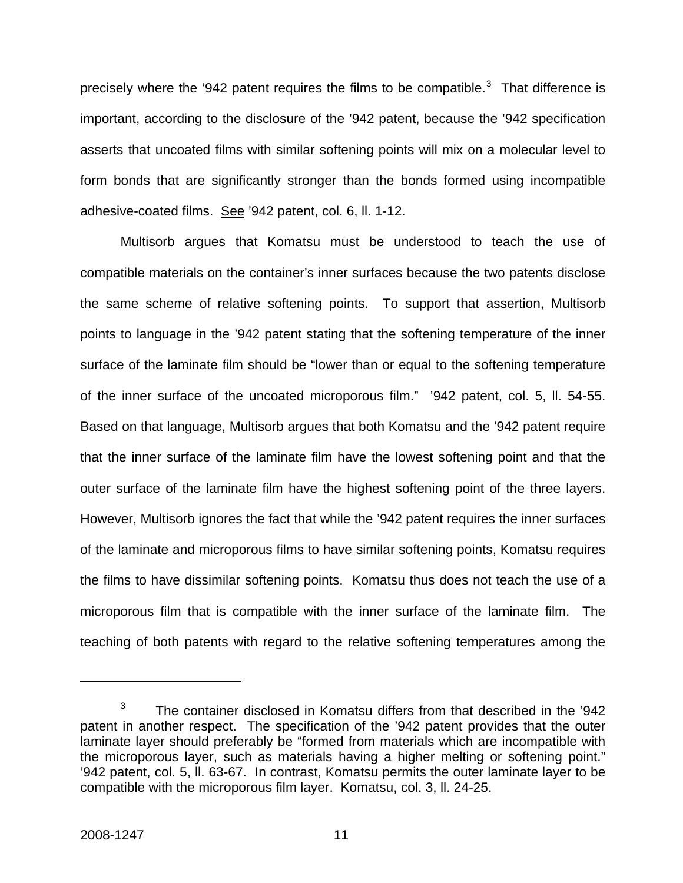precisely where the ’942 patent requires the films to be compatible.[3] That difference is important, according to the disclosure of the ’942 patent, because the ’942 specification asserts that uncoated films with similar softening points will mix on a molecular level to form bonds that are significantly stronger than the bonds formed using incompatible adhesive-coated films. See ’942 patent, col. 6, ll. 1-12.

Multisorb argues that Komatsu must be understood to teach the use of compatible materials on the container’s inner surfaces because the two patents disclose the same scheme of relative softening points. To support that assertion, Multisorb points to language in the ’942 patent stating that the softening temperature of the inner surface of the laminate film should be “lower than or equal to the softening temperature of the inner surface of the uncoated microporous film.” ’942 patent, col. 5, ll. 54-55. Based on that language, Multisorb argues that both Komatsu and the ’942 patent require that the inner surface of the laminate film have the lowest softening point and that the outer surface of the laminate film have the highest softening point of the three layers. However, Multisorb ignores the fact that while the ’942 patent requires the inner surfaces of the laminate and microporous films to have similar softening points, Komatsu requires the films to have dissimilar softening points. Komatsu thus does not teach the use of a microporous film that is compatible with the inner surface of the laminate film. The teaching of both patents with regard to the relative softening temperatures among the

---

[3] The container disclosed in Komatsu differs from that described in the ’942 patent in another respect. The specification of the ’942 patent provides that the outer laminate layer should preferably be “formed from materials which are incompatible with the microporous layer, such as materials having a higher melting or softening point.” ’942 patent, col. 5, ll. 63-67. In contrast, Komatsu permits the outer laminate layer to be compatible with the microporous film layer. Komatsu, col. 3, ll. 24-25.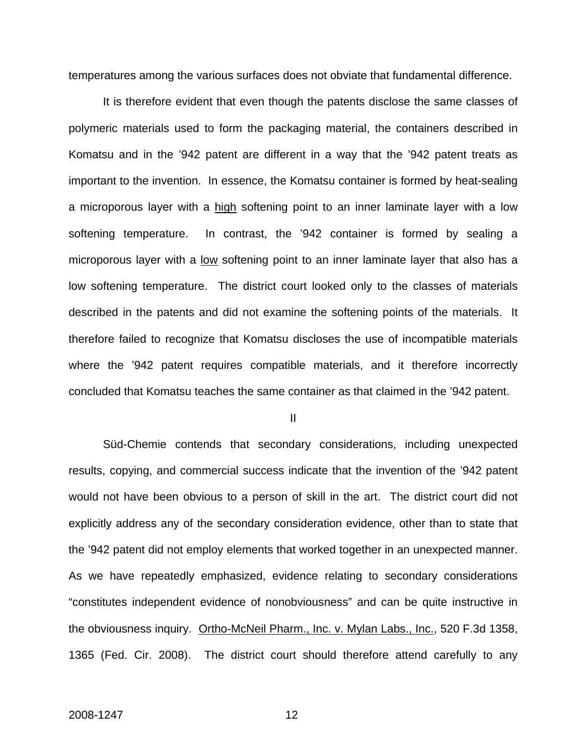temperatures among the various surfaces does not obviate that fundamental difference.

It is therefore evident that even though the patents disclose the same classes of polymeric materials used to form the packaging material, the containers described in Komatsu and in the ’942 patent are different in a way that the ’942 patent treats as important to the invention. In essence, the Komatsu container is formed by heat-sealing a microporous layer with a <u>high</u> softening point to an inner laminate layer with a low softening temperature. In contrast, the ’942 container is formed by sealing a microporous layer with a <u>low</u> softening point to an inner laminate layer that also has a low softening temperature. The district court looked only to the classes of materials described in the patents and did not examine the softening points of the materials. It therefore failed to recognize that Komatsu discloses the use of incompatible materials where the ’942 patent requires compatible materials, and it therefore incorrectly concluded that Komatsu teaches the same container as that claimed in the ’942 patent.

## II

Süd-Chemie contends that secondary considerations, including unexpected results, copying, and commercial success indicate that the invention of the ’942 patent would not have been obvious to a person of skill in the art. The district court did not explicitly address any of the secondary consideration evidence, other than to state that the ’942 patent did not employ elements that worked together in an unexpected manner. As we have repeatedly emphasized, evidence relating to secondary considerations “constitutes independent evidence of nonobviousness” and can be quite instructive in the obviousness inquiry. <u>Ortho-McNeil Pharm., Inc. v. Mylan Labs., Inc.</u>, 520 F.3d 1358, 1365 (Fed. Cir. 2008). The district court should therefore attend carefully to any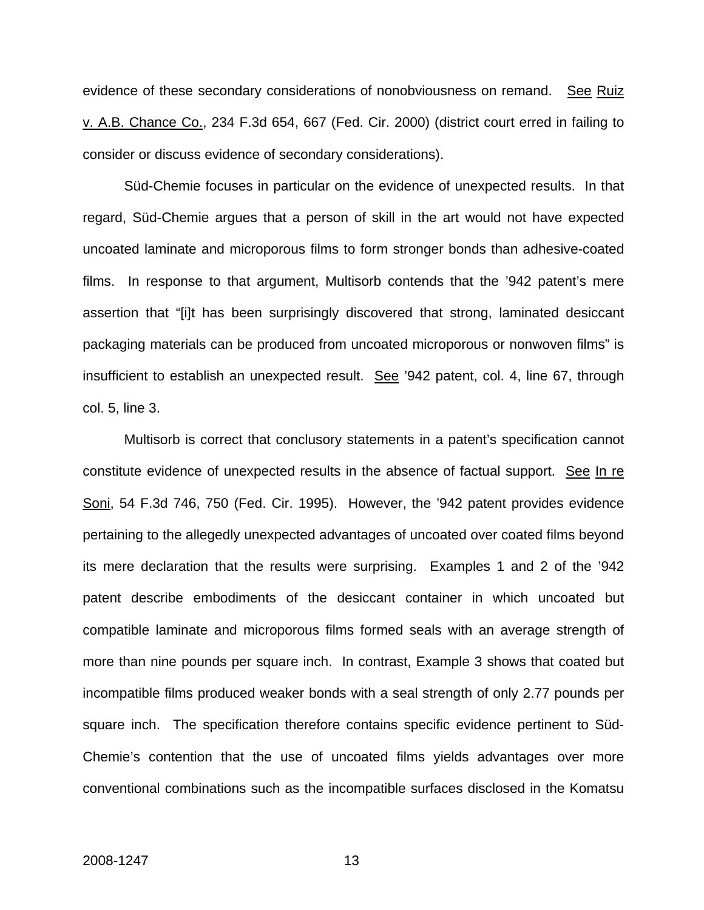evidence of these secondary considerations of nonobviousness on remand. See Ruiz v. A.B. Chance Co., 234 F.3d 654, 667 (Fed. Cir. 2000) (district court erred in failing to consider or discuss evidence of secondary considerations).

Süd-Chemie focuses in particular on the evidence of unexpected results. In that regard, Süd-Chemie argues that a person of skill in the art would not have expected uncoated laminate and microporous films to form stronger bonds than adhesive-coated films. In response to that argument, Multisorb contends that the '942 patent's mere assertion that "[i]t has been surprisingly discovered that strong, laminated desiccant packaging materials can be produced from uncoated microporous or nonwoven films" is insufficient to establish an unexpected result. See '942 patent, col. 4, line 67, through col. 5, line 3.

Multisorb is correct that conclusory statements in a patent's specification cannot constitute evidence of unexpected results in the absence of factual support. See In re Soni, 54 F.3d 746, 750 (Fed. Cir. 1995). However, the '942 patent provides evidence pertaining to the allegedly unexpected advantages of uncoated over coated films beyond its mere declaration that the results were surprising. Examples 1 and 2 of the '942 patent describe embodiments of the desiccant container in which uncoated but compatible laminate and microporous films formed seals with an average strength of more than nine pounds per square inch. In contrast, Example 3 shows that coated but incompatible films produced weaker bonds with a seal strength of only 2.77 pounds per square inch. The specification therefore contains specific evidence pertinent to Süd-Chemie's contention that the use of uncoated films yields advantages over more conventional combinations such as the incompatible surfaces disclosed in the Komatsu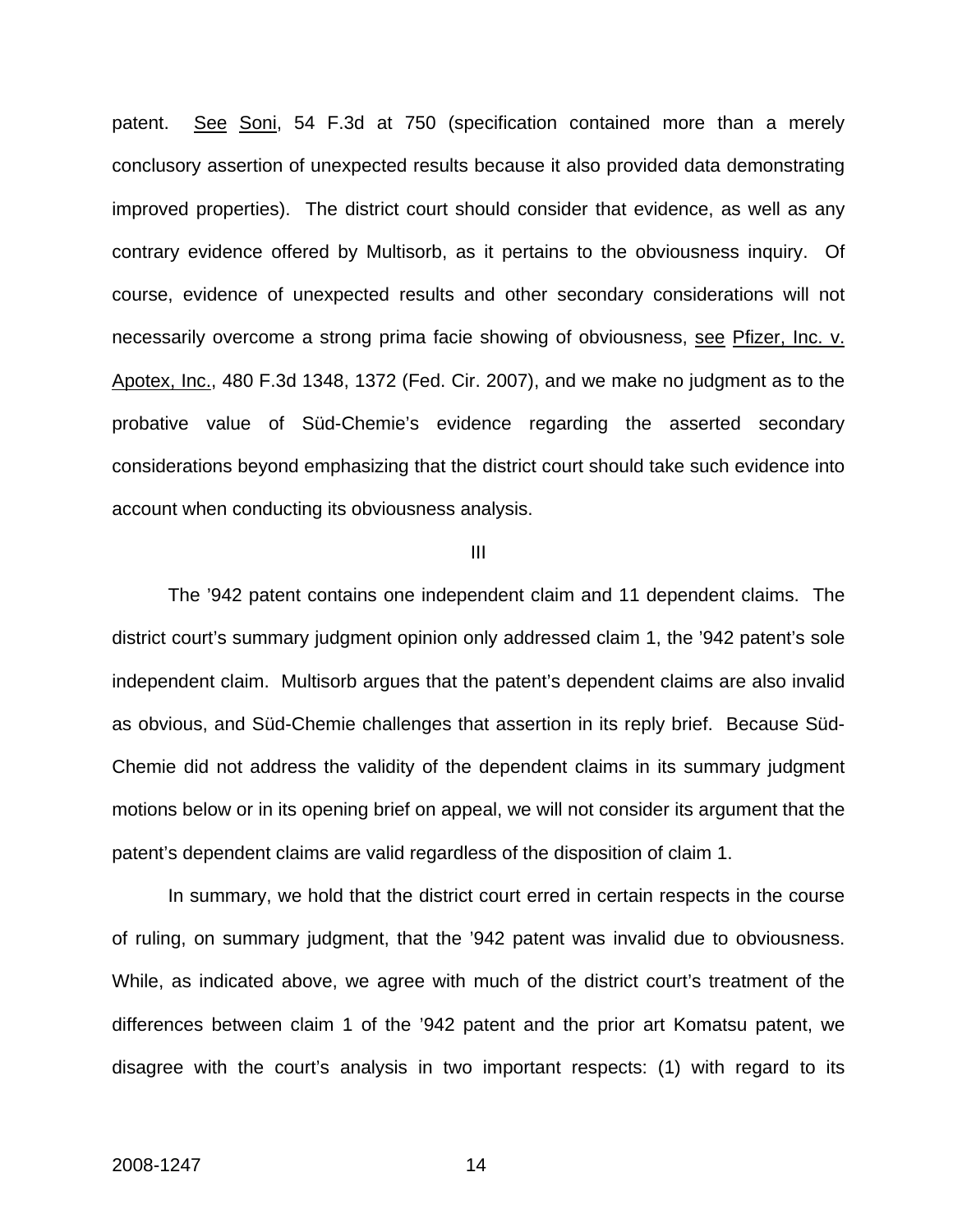patent. See Soni, 54 F.3d at 750 (specification contained more than a merely conclusory assertion of unexpected results because it also provided data demonstrating improved properties). The district court should consider that evidence, as well as any contrary evidence offered by Multisorb, as it pertains to the obviousness inquiry. Of course, evidence of unexpected results and other secondary considerations will not necessarily overcome a strong prima facie showing of obviousness, see Pfizer, Inc. v. Apotex, Inc., 480 F.3d 1348, 1372 (Fed. Cir. 2007), and we make no judgment as to the probative value of Süd-Chemie's evidence regarding the asserted secondary considerations beyond emphasizing that the district court should take such evidence into account when conducting its obviousness analysis.

## III

The '942 patent contains one independent claim and 11 dependent claims. The district court's summary judgment opinion only addressed claim 1, the '942 patent's sole independent claim. Multisorb argues that the patent's dependent claims are also invalid as obvious, and Süd-Chemie challenges that assertion in its reply brief. Because Süd-Chemie did not address the validity of the dependent claims in its summary judgment motions below or in its opening brief on appeal, we will not consider its argument that the patent's dependent claims are valid regardless of the disposition of claim 1.

In summary, we hold that the district court erred in certain respects in the course of ruling, on summary judgment, that the '942 patent was invalid due to obviousness. While, as indicated above, we agree with much of the district court's treatment of the differences between claim 1 of the '942 patent and the prior art Komatsu patent, we disagree with the court's analysis in two important respects: (1) with regard to its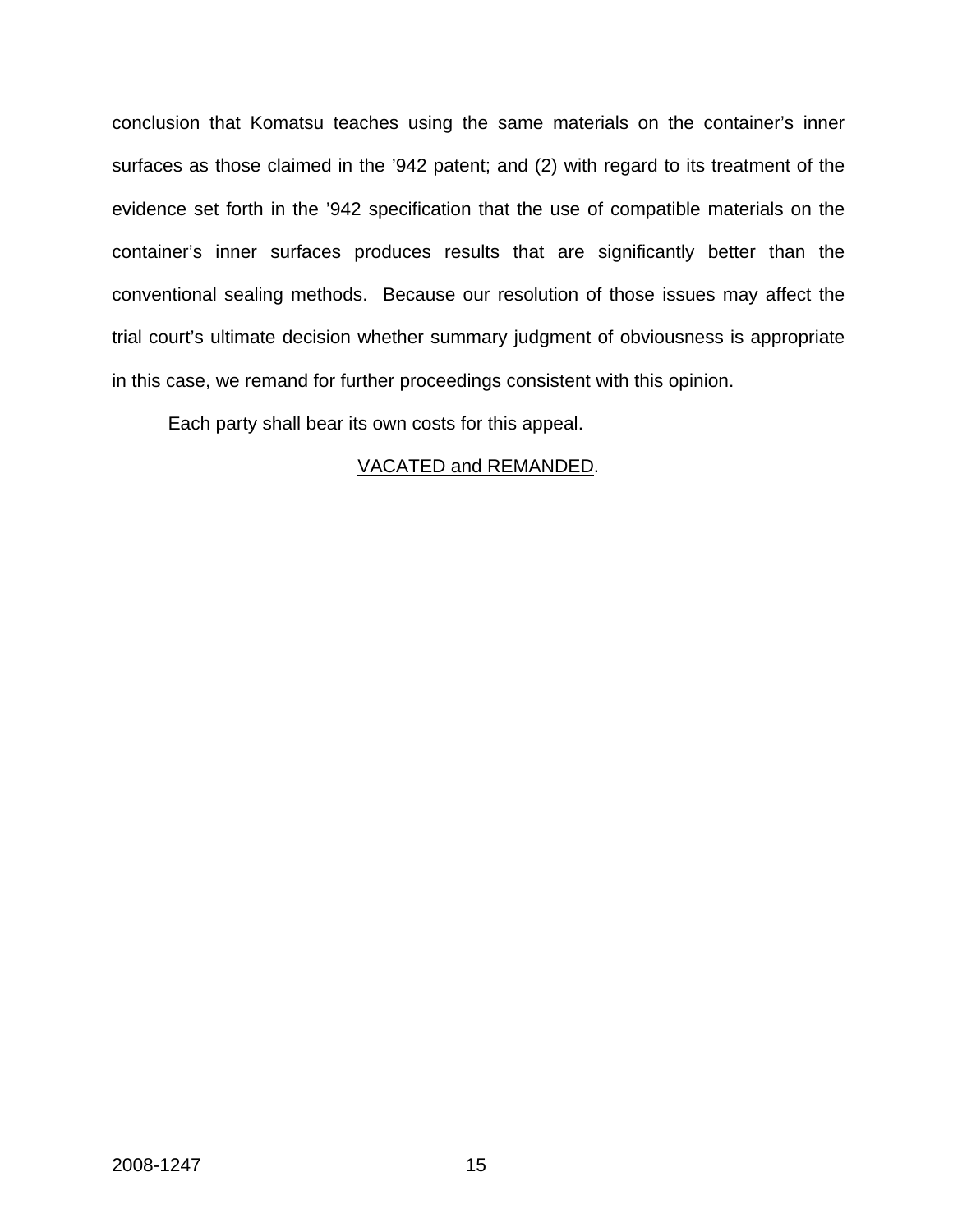conclusion that Komatsu teaches using the same materials on the container's inner surfaces as those claimed in the '942 patent; and (2) with regard to its treatment of the evidence set forth in the '942 specification that the use of compatible materials on the container's inner surfaces produces results that are significantly better than the conventional sealing methods. Because our resolution of those issues may affect the trial court's ultimate decision whether summary judgment of obviousness is appropriate in this case, we remand for further proceedings consistent with this opinion.

Each party shall bear its own costs for this appeal.

VACATED and REMANDED.